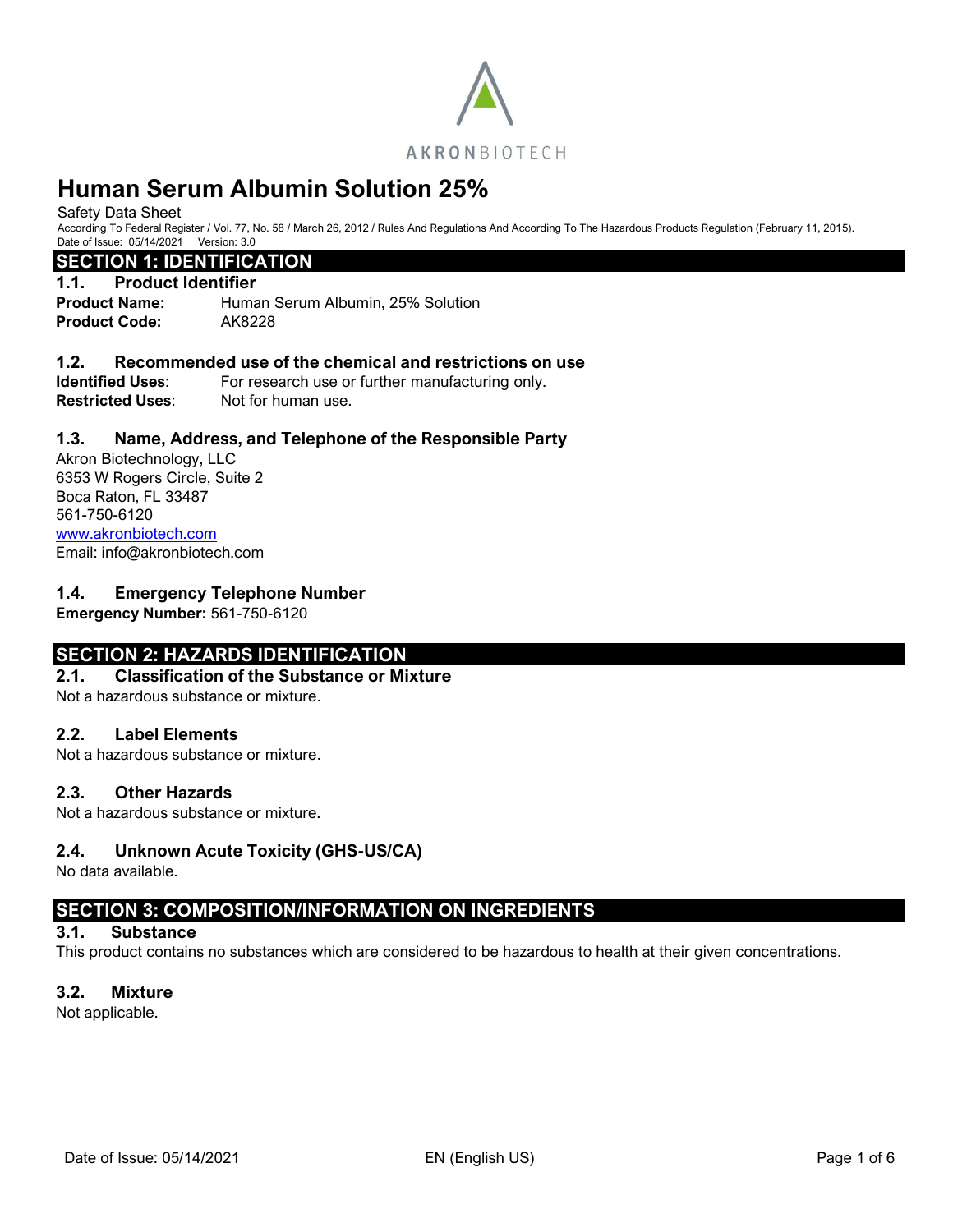AKRONBIOTECH

# Human Serum Albumin Solution 25%

Safety Data Sheet

According To Federal Register / Vol. 77, No. 58 / March 26, 2012 / Rules And Regulations And According To The Hazardous Products Regulation (February 11, 2015).

Date of Issue: 05/14/2021 Version: 3.0

## SECTION 1: IDENTIFICATION

### 1.1. Product Identifier

**Product Name:** Human Serum Albumin, 25% Solution

**Product Code:** AK8228

### 1.2. Recommended use of the chemical and restrictions on use

**Identified Uses**: For research use or further manufacturing only.

**Restricted Uses**: Not for human use.

### 1.3. Name, Address, and Telephone of the Responsible Party

Akron Biotechnology, LLC
6353 W Rogers Circle, Suite 2
Boca Raton, FL 33487
561-750-6120
www.akronbiotech.com
Email: info@akronbiotech.com

### 1.4. Emergency Telephone Number

**Emergency Number:** 561-750-6120

## SECTION 2: HAZARDS IDENTIFICATION

### 2.1. Classification of the Substance or Mixture

Not a hazardous substance or mixture.

### 2.2. Label Elements

Not a hazardous substance or mixture.

### 2.3. Other Hazards

Not a hazardous substance or mixture.

### 2.4. Unknown Acute Toxicity (GHS-US/CA)

No data available.

## SECTION 3: COMPOSITION/INFORMATION ON INGREDIENTS

### 3.1. Substance

This product contains no substances which are considered to be hazardous to health at their given concentrations.

### 3.2. Mixture

Not applicable.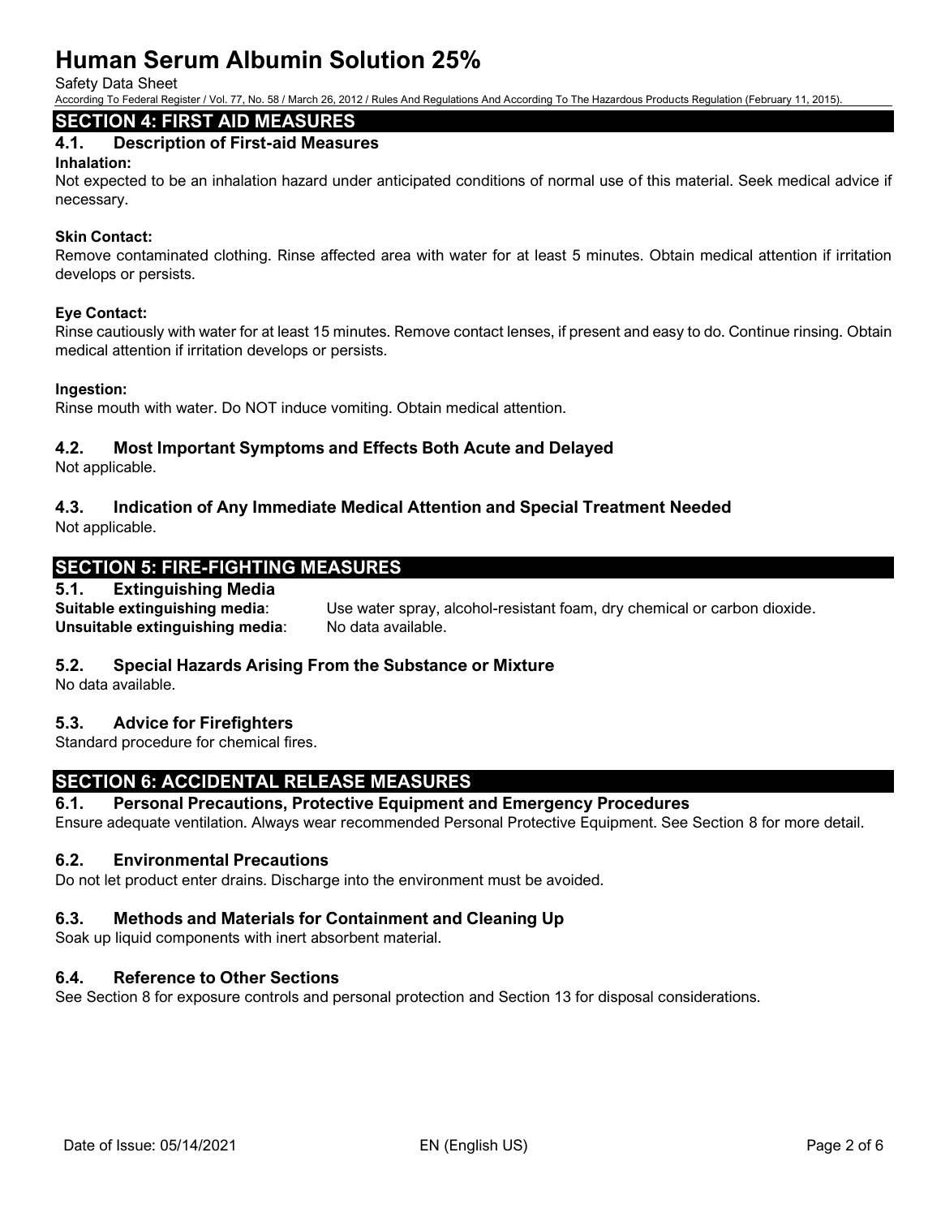## SECTION 4: FIRST AID MEASURES

### 4.1. Description of First-aid Measures

**Inhalation:**

Not expected to be an inhalation hazard under anticipated conditions of normal use of this material. Seek medical advice if necessary.

**Skin Contact:**

Remove contaminated clothing. Rinse affected area with water for at least 5 minutes. Obtain medical attention if irritation develops or persists.

**Eye Contact:**

Rinse cautiously with water for at least 15 minutes. Remove contact lenses, if present and easy to do. Continue rinsing. Obtain medical attention if irritation develops or persists.

**Ingestion:**

Rinse mouth with water. Do NOT induce vomiting. Obtain medical attention.

### 4.2. Most Important Symptoms and Effects Both Acute and Delayed

Not applicable.

### 4.3. Indication of Any Immediate Medical Attention and Special Treatment Needed

Not applicable.

## SECTION 5: FIRE-FIGHTING MEASURES

### 5.1. Extinguishing Media

**Suitable extinguishing media**: Use water spray, alcohol-resistant foam, dry chemical or carbon dioxide.

**Unsuitable extinguishing media**: No data available.

### 5.2. Special Hazards Arising From the Substance or Mixture

No data available.

### 5.3. Advice for Firefighters

Standard procedure for chemical fires.

## SECTION 6: ACCIDENTAL RELEASE MEASURES

### 6.1. Personal Precautions, Protective Equipment and Emergency Procedures

Ensure adequate ventilation. Always wear recommended Personal Protective Equipment. See Section 8 for more detail.

### 6.2. Environmental Precautions

Do not let product enter drains. Discharge into the environment must be avoided.

### 6.3. Methods and Materials for Containment and Cleaning Up

Soak up liquid components with inert absorbent material.

### 6.4. Reference to Other Sections

See Section 8 for exposure controls and personal protection and Section 13 for disposal considerations.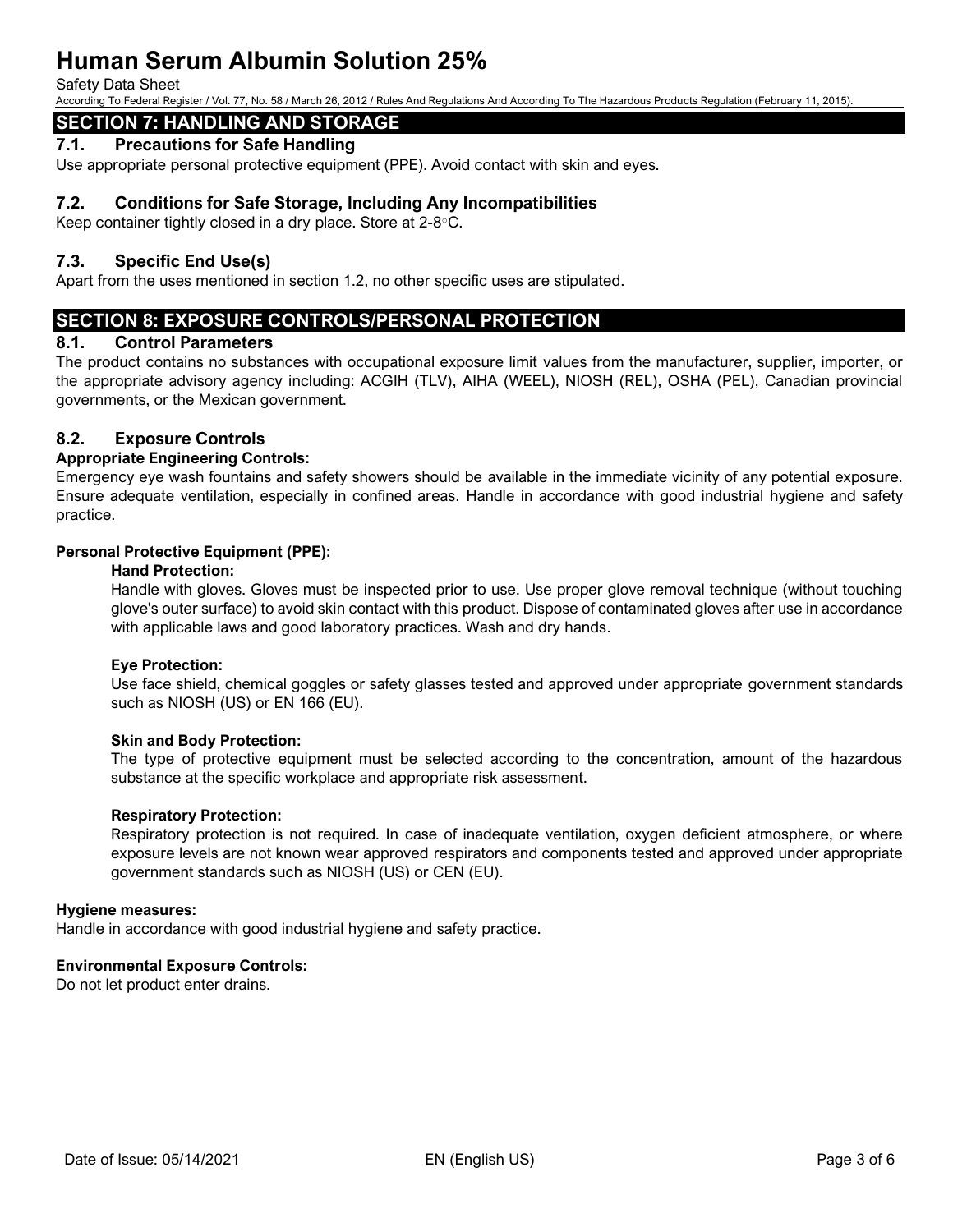## SECTION 7: HANDLING AND STORAGE

### 7.1. Precautions for Safe Handling

Use appropriate personal protective equipment (PPE). Avoid contact with skin and eyes.

### 7.2. Conditions for Safe Storage, Including Any Incompatibilities

Keep container tightly closed in a dry place. Store at 2-8◦C.

### 7.3. Specific End Use(s)

Apart from the uses mentioned in section 1.2, no other specific uses are stipulated.

## SECTION 8: EXPOSURE CONTROLS/PERSONAL PROTECTION

### 8.1. Control Parameters

The product contains no substances with occupational exposure limit values from the manufacturer, supplier, importer, or the appropriate advisory agency including: ACGIH (TLV), AIHA (WEEL), NIOSH (REL), OSHA (PEL), Canadian provincial governments, or the Mexican government.

### 8.2. Exposure Controls

**Appropriate Engineering Controls:**

Emergency eye wash fountains and safety showers should be available in the immediate vicinity of any potential exposure. Ensure adequate ventilation, especially in confined areas. Handle in accordance with good industrial hygiene and safety practice.

**Personal Protective Equipment (PPE):**

**Hand Protection:**

Handle with gloves. Gloves must be inspected prior to use. Use proper glove removal technique (without touching glove's outer surface) to avoid skin contact with this product. Dispose of contaminated gloves after use in accordance with applicable laws and good laboratory practices. Wash and dry hands.

**Eye Protection:**

Use face shield, chemical goggles or safety glasses tested and approved under appropriate government standards such as NIOSH (US) or EN 166 (EU).

**Skin and Body Protection:**

The type of protective equipment must be selected according to the concentration, amount of the hazardous substance at the specific workplace and appropriate risk assessment.

**Respiratory Protection:**

Respiratory protection is not required. In case of inadequate ventilation, oxygen deficient atmosphere, or where exposure levels are not known wear approved respirators and components tested and approved under appropriate government standards such as NIOSH (US) or CEN (EU).

**Hygiene measures:**

Handle in accordance with good industrial hygiene and safety practice.

**Environmental Exposure Controls:**

Do not let product enter drains.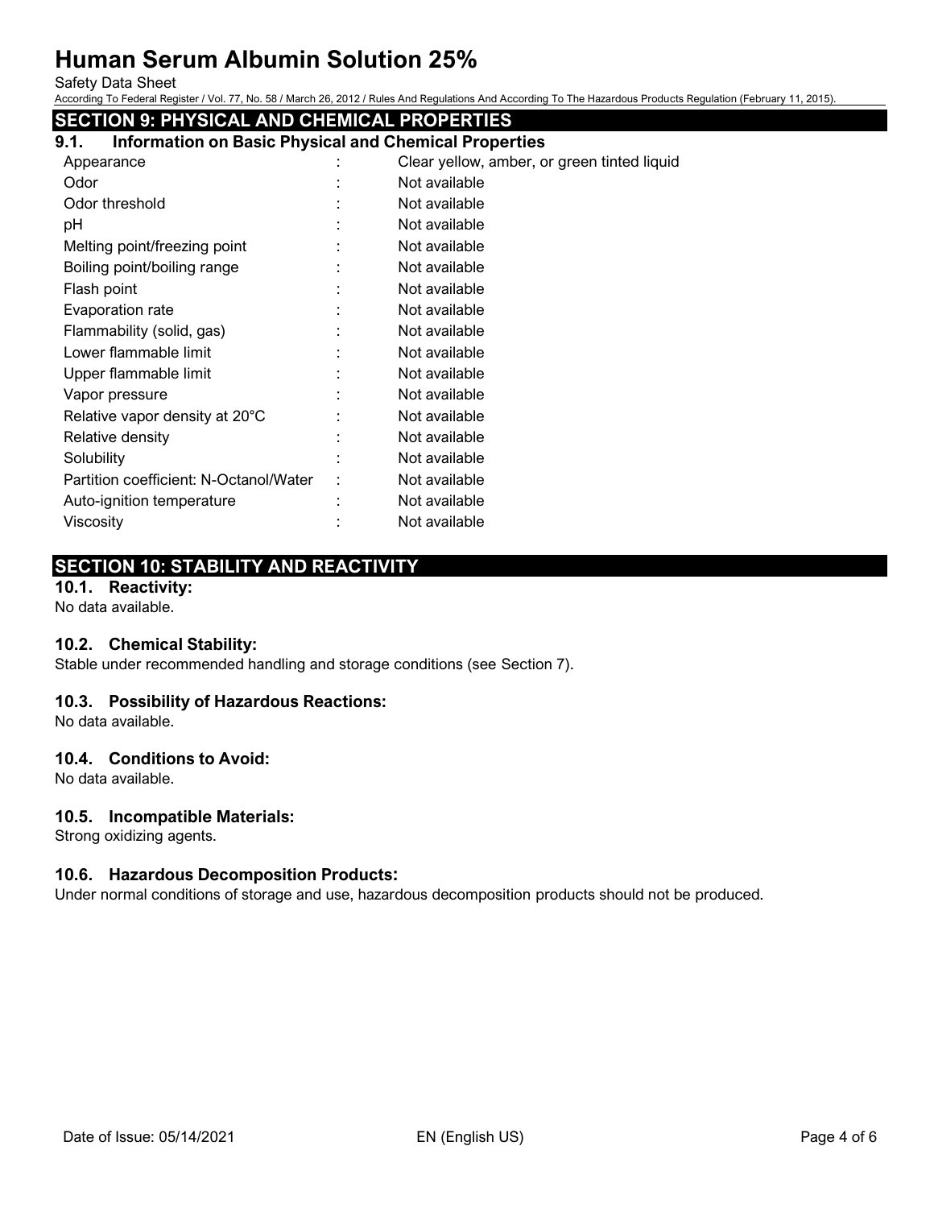## SECTION 9: PHYSICAL AND CHEMICAL PROPERTIES

### 9.1. Information on Basic Physical and Chemical Properties

| Property | | Value |
|---|---|---|
| Appearance | : | Clear yellow, amber, or green tinted liquid |
| Odor | : | Not available |
| Odor threshold | : | Not available |
| pH | : | Not available |
| Melting point/freezing point | : | Not available |
| Boiling point/boiling range | : | Not available |
| Flash point | : | Not available |
| Evaporation rate | : | Not available |
| Flammability (solid, gas) | : | Not available |
| Lower flammable limit | : | Not available |
| Upper flammable limit | : | Not available |
| Vapor pressure | : | Not available |
| Relative vapor density at 20°C | : | Not available |
| Relative density | : | Not available |
| Solubility | : | Not available |
| Partition coefficient: N-Octanol/Water | : | Not available |
| Auto-ignition temperature | : | Not available |
| Viscosity | : | Not available |

## SECTION 10: STABILITY AND REACTIVITY

### 10.1. Reactivity:

No data available.

### 10.2. Chemical Stability:

Stable under recommended handling and storage conditions (see Section 7).

### 10.3. Possibility of Hazardous Reactions:

No data available.

### 10.4. Conditions to Avoid:

No data available.

### 10.5. Incompatible Materials:

Strong oxidizing agents.

### 10.6. Hazardous Decomposition Products:

Under normal conditions of storage and use, hazardous decomposition products should not be produced.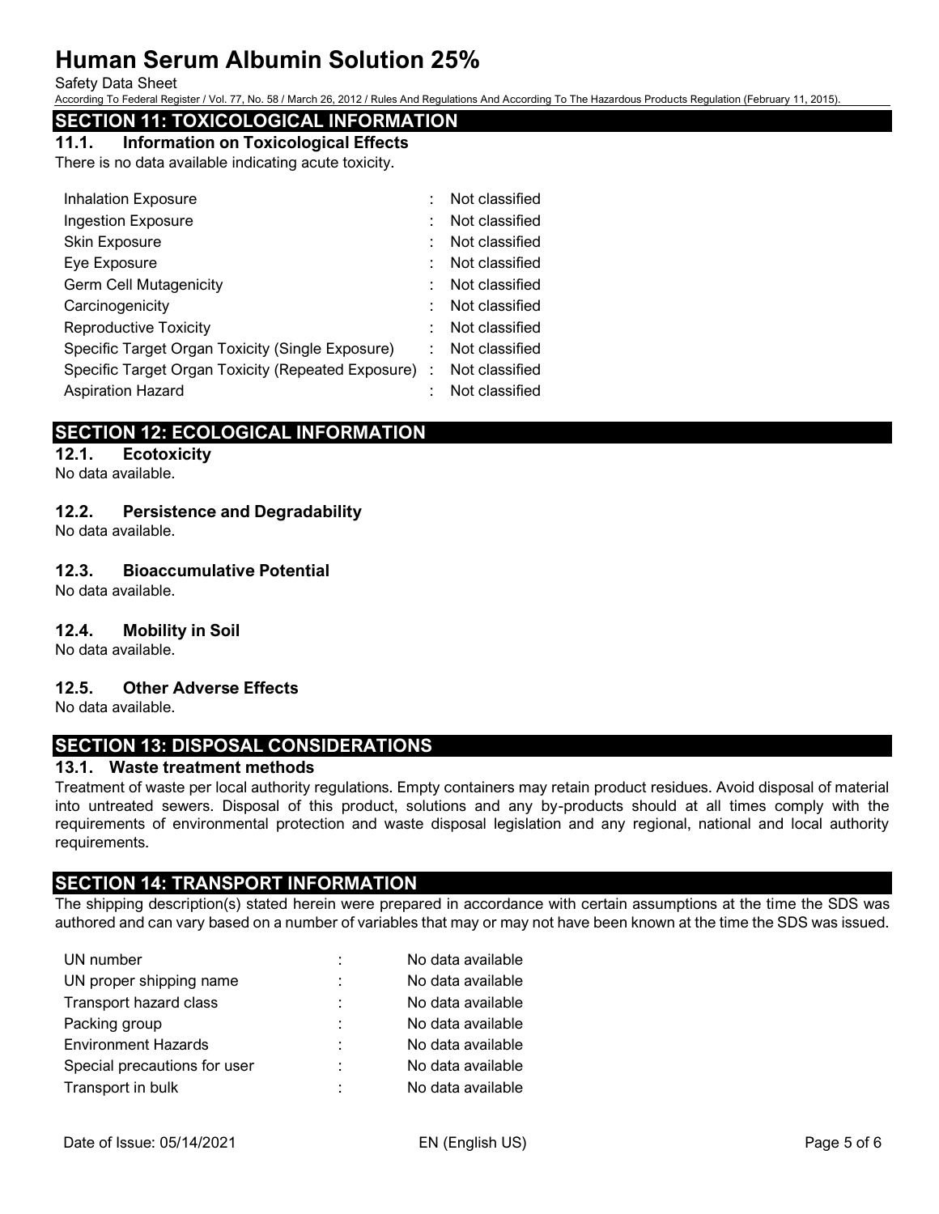## SECTION 11: TOXICOLOGICAL INFORMATION

### 11.1. Information on Toxicological Effects

There is no data available indicating acute toxicity.

| | | |
|---|---|---|
| Inhalation Exposure | : | Not classified |
| Ingestion Exposure | : | Not classified |
| Skin Exposure | : | Not classified |
| Eye Exposure | : | Not classified |
| Germ Cell Mutagenicity | : | Not classified |
| Carcinogenicity | : | Not classified |
| Reproductive Toxicity | : | Not classified |
| Specific Target Organ Toxicity (Single Exposure) | : | Not classified |
| Specific Target Organ Toxicity (Repeated Exposure) | : | Not classified |
| Aspiration Hazard | : | Not classified |

## SECTION 12: ECOLOGICAL INFORMATION

### 12.1. Ecotoxicity

No data available.

### 12.2. Persistence and Degradability

No data available.

### 12.3. Bioaccumulative Potential

No data available.

### 12.4. Mobility in Soil

No data available.

### 12.5. Other Adverse Effects

No data available.

## SECTION 13: DISPOSAL CONSIDERATIONS

### 13.1. Waste treatment methods

Treatment of waste per local authority regulations. Empty containers may retain product residues. Avoid disposal of material into untreated sewers. Disposal of this product, solutions and any by-products should at all times comply with the requirements of environmental protection and waste disposal legislation and any regional, national and local authority requirements.

## SECTION 14: TRANSPORT INFORMATION

The shipping description(s) stated herein were prepared in accordance with certain assumptions at the time the SDS was authored and can vary based on a number of variables that may or may not have been known at the time the SDS was issued.

| | | |
|---|---|---|
| UN number | : | No data available |
| UN proper shipping name | : | No data available |
| Transport hazard class | : | No data available |
| Packing group | : | No data available |
| Environment Hazards | : | No data available |
| Special precautions for user | : | No data available |
| Transport in bulk | : | No data available |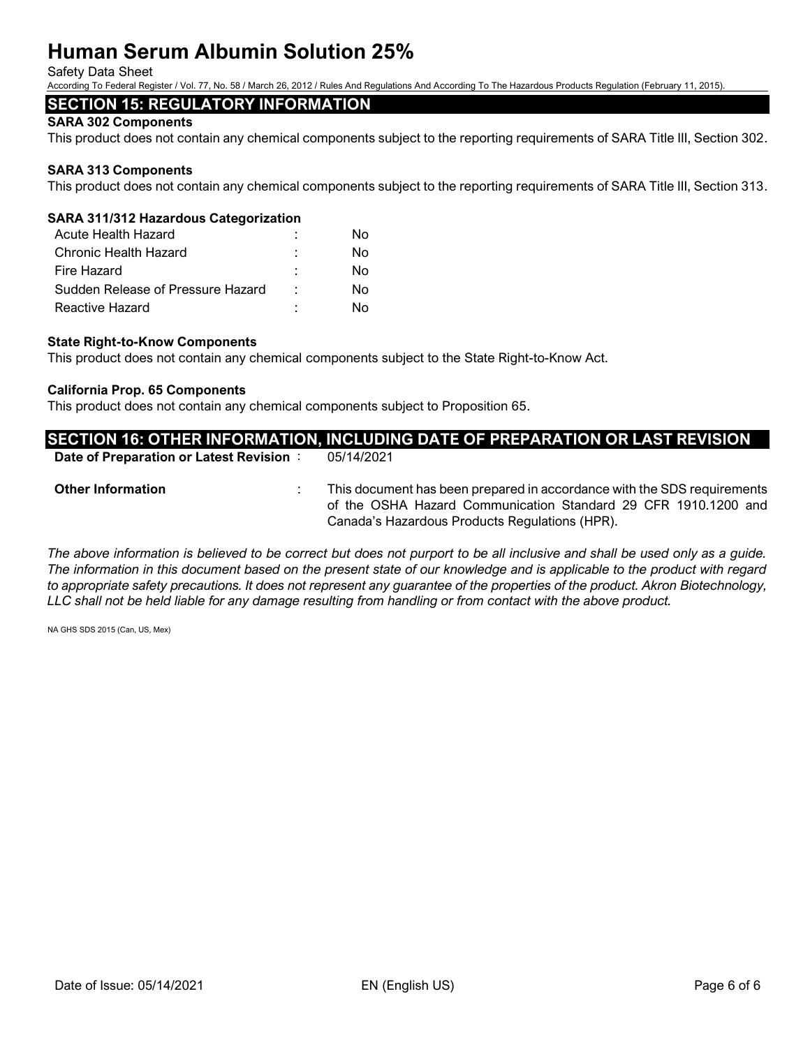## SECTION 15: REGULATORY INFORMATION

**SARA 302 Components**

This product does not contain any chemical components subject to the reporting requirements of SARA Title III, Section 302.

**SARA 313 Components**

This product does not contain any chemical components subject to the reporting requirements of SARA Title III, Section 313.

**SARA 311/312 Hazardous Categorization**

| | | |
|---|---|---|
| Acute Health Hazard | : | No |
| Chronic Health Hazard | : | No |
| Fire Hazard | : | No |
| Sudden Release of Pressure Hazard | : | No |
| Reactive Hazard | : | No |

**State Right-to-Know Components**

This product does not contain any chemical components subject to the State Right-to-Know Act.

**California Prop. 65 Components**

This product does not contain any chemical components subject to Proposition 65.

## SECTION 16: OTHER INFORMATION, INCLUDING DATE OF PREPARATION OR LAST REVISION

| | | |
|---|---|---|
| **Date of Preparation or Latest Revision** | : | 05/14/2021 |
| **Other Information** | : | This document has been prepared in accordance with the SDS requirements of the OSHA Hazard Communication Standard 29 CFR 1910.1200 and Canada's Hazardous Products Regulations (HPR). |

*The above information is believed to be correct but does not purport to be all inclusive and shall be used only as a guide. The information in this document based on the present state of our knowledge and is applicable to the product with regard to appropriate safety precautions. It does not represent any guarantee of the properties of the product. Akron Biotechnology, LLC shall not be held liable for any damage resulting from handling or from contact with the above product.*

NA GHS SDS 2015 (Can, US, Mex)